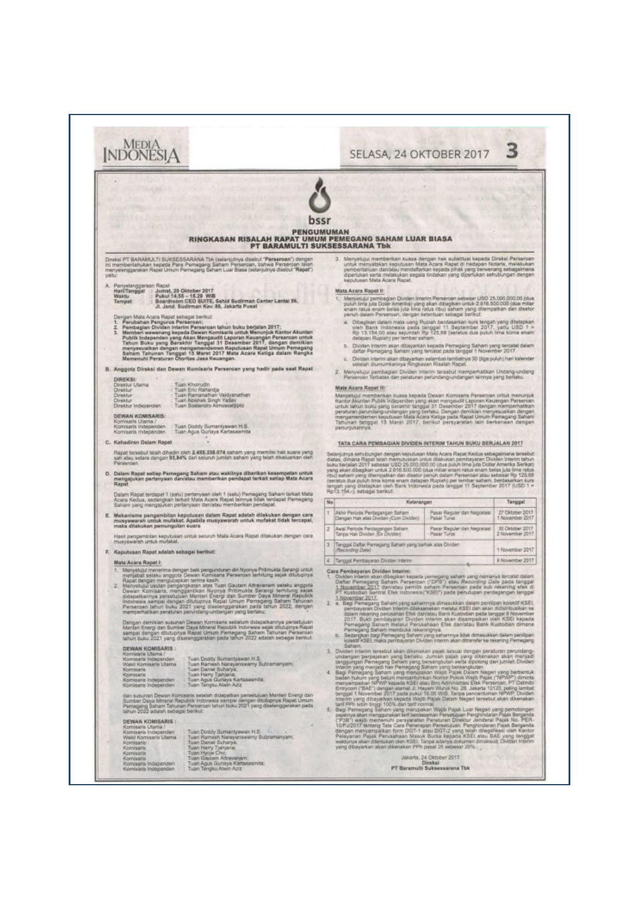bssr

# PENGUMUMAN
## RINGKASAN RISALAH RAPAT UMUM PEMEGANG SAHAM LUAR BIASA
## PT BARAMULTI SUKSESSARANA Tbk

Direksi PT BARAMULTI SUKSESSARANA Tbk (selanjutnya disebut "**Perseroan**") dengan ini memberitahukan kepada Para Pemegang Saham Perseroan, bahwa Perseroan telah menyelenggarakan Rapat Umum Pemegang Saham Luar Biasa (selanjutnya disebut "**Rapat**") yaitu:

**A. Penyelenggaraan Rapat**

| | |
|---|---|
| Hari/Tanggal | : Jumat, 20 Oktober 2017 |
| Waktu | : Pukul 14.55 – 15.29 WIB |
| Tempat | : Boardroom CEO SUITE, Sahid Sudirman Center Lantai 56, Jl. Jend. Sudirman Kav. 86, Jakarta Pusat |

Dengan Mata Acara Rapat sebagai berikut:

1. **Perubahan Pengurus Perseroan;**
2. **Pembagian Dividen Interim Perseroan tahun buku berjalan 2017;**
3. **Memberi wewenang kepada Dewan Komisaris untuk Menunjuk Kantor Akuntan Publik Independen yang Akan Mengaudit Laporan Keuangan Perseroan untuk Tahun Buku yang Berakhir Tanggal 31 Desember 2017, dengan demikian menyesuaikan dengan mengamendemen Keputusan Rapat Umum Pemegang Saham Tahunan Tanggal 15 Maret 2017 Mata Acara Ketiga dalam Rangka Memenuhi Peraturan Otoritas Jasa Keuangan.**

**B. Anggota Direksi dan Dewan Komisaris Perseroan yang hadir pada saat Rapat**

**DIREKSI:**

| | |
|---|---|
| Direktur Utama | : Tuan Khoirudin |
| Direktur | : Tuan Eric Rahardja |
| Direktur | : Tuan Ramanathan Vaidyanathan |
| Direktur | : Tuan Abishek Singh Yadav |
| Direktur Independen | : Tuan Soeleroto Atmosoedjipto |

**DEWAN KOMISARIS:**

| | |
|---|---|
| Komisaris Utama / Komisaris Independen | : Tuan Doddy Sumantyawan H.S. |
| Komisaris Independen | : Tuan Agus Gurlaya Kartasasmita |

**C. Kehadiran Dalam Rapat**

Rapat tersebut telah dihadiri oleh 2.455.238.074 saham yang memiliki hak suara yang sah atau setara dengan 93,84% dari seluruh jumlah saham yang telah dikeluarkan oleh Perseroan.

**D. Dalam Rapat setiap Pemegang Saham atau wakilnya diberikan kesempatan untuk mengajukan pertanyaan dan/atau memberikan pendapat terkait setiap Mata Acara Rapat**

Dalam Rapat terdapat 1 (satu) pertanyaan oleh 1 (satu) Pemegang Saham terkait Mata Acara Kedua, sedangkan terkait Mata Acara Rapat lainnya tidak terdapat Pemegang Saham yang mengajukan pertanyaan dan/atau memberikan pendapat.

**E. Mekanisme pengambilan keputusan dalam Rapat adalah dilakukan dengan cara musyawarah untuk mufakat. Apabila musyawarah untuk mufakat tidak tercapai, maka dilakukan pemungutan suara**

Hasil pengambilan keputusan untuk seluruh Mata Acara Rapat dilakukan dengan cara musyawarah untuk mufakat.

**F. Keputusan Rapat adalah sebagai berikut:**

**Mata Acara Rapat I:**

1. Menyetujui menerima dengan baik pengunduran diri Nyonya Pritimukta Sarangi untuk menjabat selaku anggota Dewan Komisaris Perseroan terhitung sejak ditutupnya Rapat dengan mengucapkan terima kasih.
2. Menyetujui usulan pengangkatan atas Tuan Gautam Attravanam selaku anggota Dewan Komisaris, menggantikan Nyonya Pritimukta Sarangi terhitung sejak didapatkannya persetujuan Menteri Energi dan Sumber Daya Mineral Republik Indonesia sampai dengan ditutupnya Rapat Umum Pemegang Saham Tahunan Perseroan tahun buku 2021 yang diselenggarakan pada tahun 2022, dengan memperhatikan peraturan perundang-undangan yang berlaku;

Dengan demikian susunan Dewan Komisaris sebelum didapatkannya persetujuan Menteri Energi dan Sumber Daya Mineral Republik Indonesia sejak ditutupnya Rapat sampai dengan ditutupnya Rapat Umum Pemegang Saham Tahunan Perseroan tahun buku 2021 yang diselenggarakan pada tahun 2022 adalah sebagai berikut:

**DEWAN KOMISARIS :**

| | |
|---|---|
| Komisaris Utama / Komisaris Independen | : Tuan Doddy Sumantyawan H.S. |
| Wakil Komisaris Utama | : Tuan Ramesh Narayanswamy Subramanyam; |
| Komisaris | : Tuan Daniel Suharya; |
| Komisaris | : Tuan Hemy Tjahjana; |
| Komisaris Independen | : Tuan Agus Gurlaya Kartasasmita; |
| Komisaris Independen | : Tuan Tengku Alwin Aziz |

dan susunan Dewan Komisaris setelah didapatkan persetujuan Menteri Energi dan Sumber Daya Mineral Republik Indonesia sampai dengan ditutupnya Rapat Umum Pemegang Saham Tahunan Perseroan tahun buku 2021 yang diselenggarakan pada tahun 2022 adalah sebagai berikut:

**DEWAN KOMISARIS :**

| | |
|---|---|
| Komisaris Utama / Komisaris Independen | : Tuan Doddy Sumantyawan H.S. |
| Wakil Komisaris Utama | : Tuan Ramesh Narayanswamy Subramanyam; |
| Komisaris | : Tuan Daniel Suharya; |
| Komisaris | : Tuan Hemy Tjahjana; |
| Komisaris | : Tuan Hycie Chic; |
| Komisaris | : Tuan Gautam Attravanam; |
| Komisaris Independen | : Tuan Agus Gurlaya Kartasasmita; |
| Komisaris Independen | : Tuan Tengku Alwin Aziz |

3. Menyetujui memberikan kuasa dengan hak substitusi kepada Direksi Perseroan untuk menyatakan keputusan Mata Acara Rapat di hadapan Notaris, melakukan pemberitahuan dan/atau mendaftarkan kepada pihak yang berwenang sebagaimana diperlukan serta melakukan segala tindakan yang diperlukan sehubungan dengan keputusan Mata Acara Rapat.

**Mata Acara Rapat II:**

1. Menyetujui pembagian Dividen Interim Perseroan sebesar USD 25.000.000,00 (dua puluh lima juta Dolar Amerika) yang akan dibagikan untuk 2.616.500.000 (dua miliar enam ratus enam belas juta lima ratus ribu) saham yang ditempatkan dan disetor penuh dalam Perseroan, dengan ketentuan sebagai berikut:
   a. Dibagikan dalam mata uang Rupiah berdasarkan kurs tengah yang ditetapkan oleh Bank Indonesia pada tanggal 11 September 2017, yaitu USD 1 = Rp 13.154,00 atau sejumlah Rp 125,68 (seratus dua puluh lima koma enam delapan Rupiah) per lembar saham.
   b. Dividen Interim akan dibayarkan kepada Pemegang Saham yang tercatat dalam daftar Pemegang Saham yang tercatat pada tanggal 1 November 2017
   c. Dividen Interim akan dibayarkan selambat-lambatnya 30 (tiga puluh) hari kalender setelah diumumkannya Ringkasan Risalah Rapat.
2. Menyetujui pembagian Dividen Interim tersebut memperhatikan Undang-undang Perseroan Terbatas dan peraturan perundang-undangan lainnya yang berlaku.

**Mata Acara Rapat III:**

Menyetujui memberikan kuasa kepada Dewan Komisaris Perseroan untuk menunjuk Kantor Akuntan Publik Independen yang akan mengaudit Laporan Keuangan Perseroan untuk tahun buku yang berakhir tanggal 31 Desember 2017 dengan memperhatikan peraturan perundang-undangan yang berlaku. Dengan demikian menyesuaikan dengan mengamendemen keputusan Mata Acara Ketiga pada Rapat Umum Pemegang Saham Tahunan tanggal 15 Maret 2017, berikut persyaratan lain berkenaan dengan penunjukannya.

### TATA CARA PEMBAGIAN DIVIDEN INTERIM TAHUN BUKU BERJALAN 2017

Selanjutnya sehubungan dengan keputusan Mata Acara Rapat Kedua sebagaimana tersebut diatas, dimana Rapat telah memutuskan untuk dilakukan pembayaran Dividen interim tahun buku berjalan 2017 sebesar USD 25.000.000,00 (dua puluh lima juta Dolar Amerika Serikat) yang akan dibagikan untuk 2.616.500.000 (dua miliar enam ratus enam belas juta lima ratus ribu) saham yang ditempatkan dan disetor penuh dalam Perseroan atau sebesar Rp 125,68 (seratus dua puluh lima koma enam delapan Rupiah) per lembar saham, berdasarkan kurs tengah yang ditetapkan oleh Bank Indonesia pada tanggal 11 September 2017 (USD 1 = Rp13.154,-), sebagai berikut:

| No | Keterangan | | Tanggal |
|---|---|---|---|
| 1 | Akhir Periode Perdagangan Saham Dengan Hak atas Dividen (Cum Dividen) | Pasar Reguler dan Negosiasi<br>Pasar Tunai | 27 Oktober 2017<br>1 November 2017 |
| 2 | Awal Periode Perdagangan Saham Tanpa Hak Dividen (Ex Dividen) | Pasar Reguler dan Negosiasi<br>Pasar Tunai | 30 Oktober 2017<br>2 November 2017 |
| 3 | Tanggal Daftar Pemegang Saham yang berhak atas Dividen (Recording Date) | | 1 November 2017 |
| 4 | Tanggal Pembayaran Dividen Interim | | 8 November 2017 |

**Cara Pembayaran Dividen Interim:**

1. Dividen interim akan dibagikan kepada pemegang saham yang namanya tercatat dalam Daftar Pemegang Saham Perseroan ("DPS") atau Recording Date pada tanggal 1 November 2017 dan/atau pemilik saham Perseroan pada sub rekening efek di PT Kustodian Sentral Efek Indonesia ("KSEI") pada penutupan perdagangan tanggal 1 November 2017.
2. a. Bagi Pemegang Saham yang sahamnya dimasukkan dalam penitipan kolektif KSEI, pembayaran Dividen interim dilaksanakan melalui KSEI dan akan didistribusikan ke dalam rekening perusahaan Efek dan/atau Bank Kustodian pada tanggal 8 November 2017. Bukti pembayaran Dividen interim akan disampaikan oleh KSEI kepada Pemegang Saham melalui Perusahaan Efek dan/atau Bank Kustodian dimana Pemegang Saham membuka rekeningnya.
   b. Sedangkan bagi Pemegang Saham yang sahamnya tidak dimasukkan dalam penitipan kolektif KSEI, maka pembayaran Dividen interim akan ditransfer ke rekening Pemegang Saham.
3. Dividen interim tersebut akan dikenakan pajak sesuai dengan peraturan perundang-undangan perpajakan yang berlaku. Jumlah pajak yang dikenakan akan menjadi tanggungan Pemegang Saham yang bersangkutan serta dipotong dari jumlah Dividen interim yang menjadi hak Pemegang Saham yang bersangkutan.
4. Bagi Pemegang Saham yang merupakan Wajib Pajak Dalam Negeri yang berbentuk badan hukum yang belum mencantumkan Nomor Pokok Wajib Pajak ("NPWP") diminta menyampaikan NPWP kepada KSEI atau Biro Administrasi Efek Perseroan, PT Datindo Entrycom ("BAE") dengan alamat Jl. Hayam Wuruk No. 28, Jakarta 10120, paling lambat tanggal 1 November 2017 pada pukul 16.00 WIB. Tanpa pencantuman NPWP, Dividen interim yang dibayarkan kepada Wajib Pajak Dalam Negeri tersebut akan dikenakan tarif PPh lebih tinggi 100% dari tarif normal.
5. Bagi Pemegang Saham yang merupakan Wajib Pajak Luar Negeri yang pemotongan pajaknya akan menggunakan tarif berdasarkan Persetujuan Penghindaran Pajak Berganda ("P3B") wajib memenuhi persyaratan Peraturan Direktur Jenderal Pajak No. PER-10/PJ/2017 tentang Tata Cara Penerapan Persetujuan Penghindaran Pajak Berganda dengan menyampaikan form DGT-1 atau DGT-2 yang telah dilegalisasi oleh Kantor Pelayanan Pajak Perusahaan Masuk Bursa kepada KSEI atau BAE yang tanggal waktunya akan ditentukan oleh KSEI. Tanpa adanya dokumen dimaksud, Dividen interim yang dibayarkan akan dikenakan PPh pasal 26 sebesar 20%.

Jakarta, 24 Oktober 2017
Direksi
**PT Baramulti Suksessarana Tbk**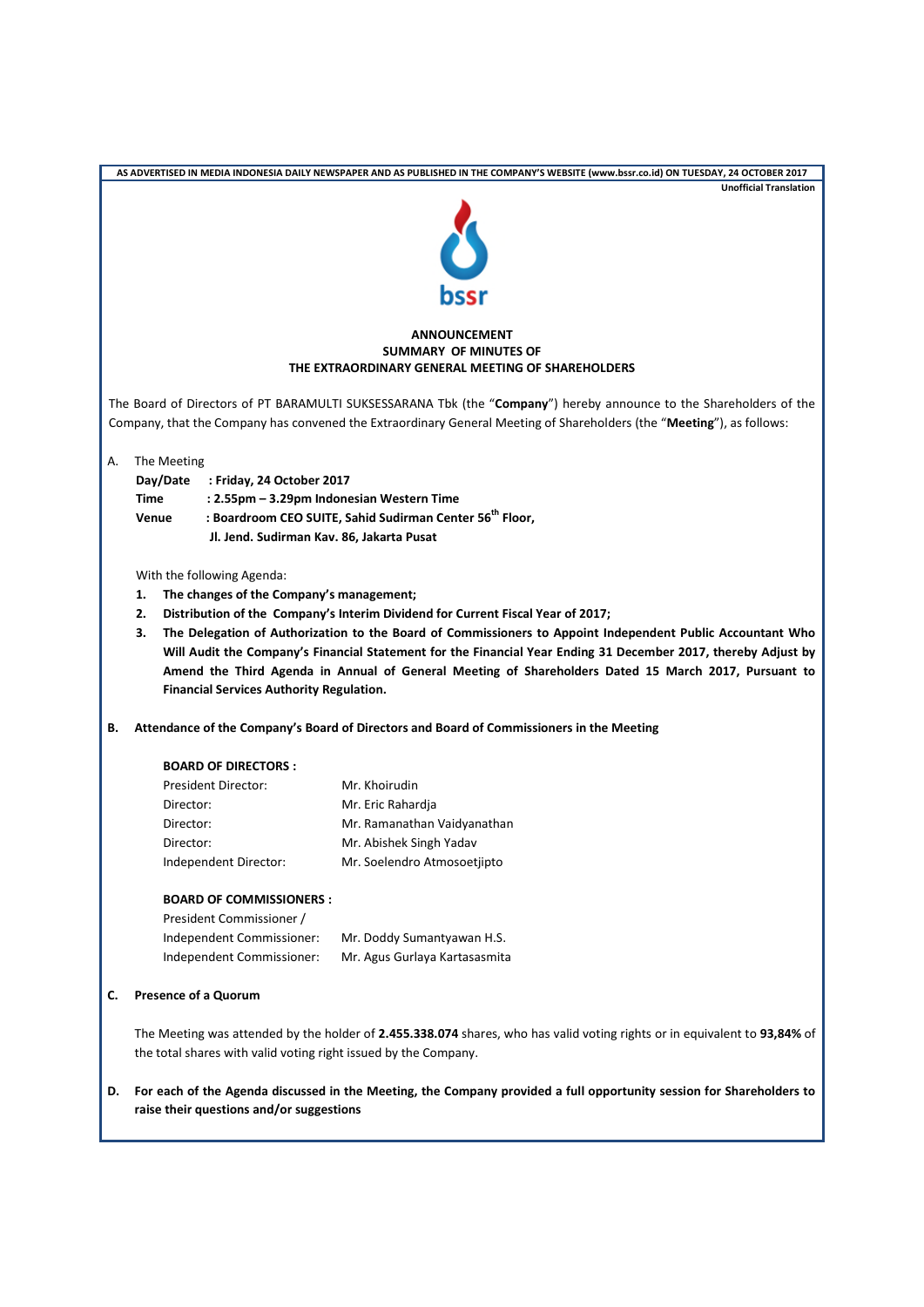AS ADVERTISED IN MEDIA INDONESIA DAILY NEWSPAPER AND AS PUBLISHED IN THE COMPANY'S WEBSITE (www.bssr.co.id) ON TUESDAY, 24 OCTOBER 2017

**Unofficial Translation**

bssr

# ANNOUNCEMENT
## SUMMARY OF MINUTES OF
## THE EXTRAORDINARY GENERAL MEETING OF SHAREHOLDERS

The Board of Directors of PT BARAMULTI SUKSESSARANA Tbk (the "**Company**") hereby announce to the Shareholders of the Company, that the Company has convened the Extraordinary General Meeting of Shareholders (the "**Meeting**"), as follows:

A. The Meeting

| | |
|---|---|
| **Day/Date** | **: Friday, 24 October 2017** |
| **Time** | **: 2.55pm – 3.29pm Indonesian Western Time** |
| **Venue** | **: Boardroom CEO SUITE, Sahid Sudirman Center 56th Floor, Jl. Jend. Sudirman Kav. 86, Jakarta Pusat** |

With the following Agenda:

1. **The changes of the Company's management;**
2. **Distribution of the Company's Interim Dividend for Current Fiscal Year of 2017;**
3. **The Delegation of Authorization to the Board of Commissioners to Appoint Independent Public Accountant Who Will Audit the Company's Financial Statement for the Financial Year Ending 31 December 2017, thereby Adjust by Amend the Third Agenda in Annual of General Meeting of Shareholders Dated 15 March 2017, Pursuant to Financial Services Authority Regulation.**

**B. Attendance of the Company's Board of Directors and Board of Commissioners in the Meeting**

**BOARD OF DIRECTORS :**

| | |
|---|---|
| President Director: | Mr. Khoirudin |
| Director: | Mr. Eric Rahardja |
| Director: | Mr. Ramanathan Vaidyanathan |
| Director: | Mr. Abishek Singh Yadav |
| Independent Director: | Mr. Soelendro Atmosoetjipto |

**BOARD OF COMMISSIONERS :**

| | |
|---|---|
| President Commissioner / Independent Commissioner: | Mr. Doddy Sumantyawan H.S. |
| Independent Commissioner: | Mr. Agus Gurlaya Kartasasmita |

**C. Presence of a Quorum**

The Meeting was attended by the holder of **2.455.338.074** shares, who has valid voting rights or in equivalent to **93,84%** of the total shares with valid voting right issued by the Company.

**D. For each of the Agenda discussed in the Meeting, the Company provided a full opportunity session for Shareholders to raise their questions and/or suggestions**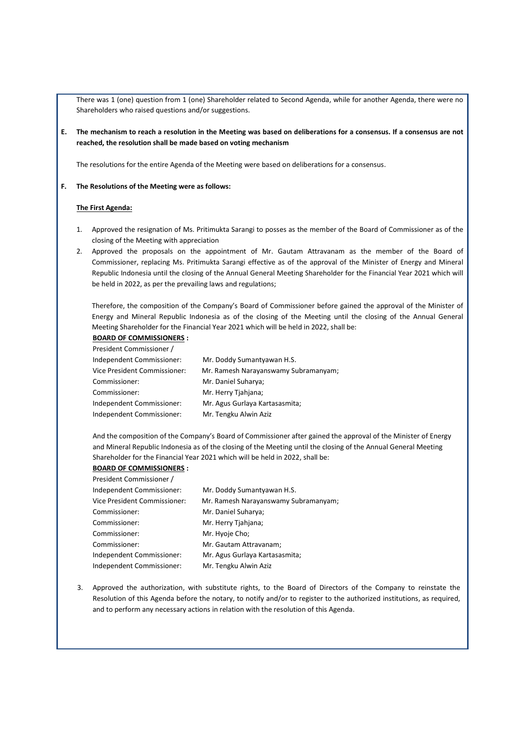There was 1 (one) question from 1 (one) Shareholder related to Second Agenda, while for another Agenda, there were no Shareholders who raised questions and/or suggestions.

**E. The mechanism to reach a resolution in the Meeting was based on deliberations for a consensus. If a consensus are not reached, the resolution shall be made based on voting mechanism**

The resolutions for the entire Agenda of the Meeting were based on deliberations for a consensus.

**F. The Resolutions of the Meeting were as follows:**

**The First Agenda:**

1. Approved the resignation of Ms. Pritimukta Sarangi to posses as the member of the Board of Commissioner as of the closing of the Meeting with appreciation
2. Approved the proposals on the appointment of Mr. Gautam Attravanam as the member of the Board of Commissioner, replacing Ms. Pritimukta Sarangi effective as of the approval of the Minister of Energy and Mineral Republic Indonesia until the closing of the Annual General Meeting Shareholder for the Financial Year 2021 which will be held in 2022, as per the prevailing laws and regulations;

   Therefore, the composition of the Company's Board of Commissioner before gained the approval of the Minister of Energy and Mineral Republic Indonesia as of the closing of the Meeting until the closing of the Annual General Meeting Shareholder for the Financial Year 2021 which will be held in 2022, shall be:

   **BOARD OF COMMISSIONERS :**

   | | |
   |---|---|
   | President Commissioner / Independent Commissioner: | Mr. Doddy Sumantyawan H.S. |
   | Vice President Commissioner: | Mr. Ramesh Narayanswamy Subramanyam; |
   | Commissioner: | Mr. Daniel Suharya; |
   | Commissioner: | Mr. Herry Tjahjana; |
   | Independent Commissioner: | Mr. Agus Gurlaya Kartasasmita; |
   | Independent Commissioner: | Mr. Tengku Alwin Aziz |

   And the composition of the Company's Board of Commissioner after gained the approval of the Minister of Energy and Mineral Republic Indonesia as of the closing of the Meeting until the closing of the Annual General Meeting Shareholder for the Financial Year 2021 which will be held in 2022, shall be:

   **BOARD OF COMMISSIONERS :**

   | | |
   |---|---|
   | President Commissioner / Independent Commissioner: | Mr. Doddy Sumantyawan H.S. |
   | Vice President Commissioner: | Mr. Ramesh Narayanswamy Subramanyam; |
   | Commissioner: | Mr. Daniel Suharya; |
   | Commissioner: | Mr. Herry Tjahjana; |
   | Commissioner: | Mr. Hyoje Cho; |
   | Commissioner: | Mr. Gautam Attravanam; |
   | Independent Commissioner: | Mr. Agus Gurlaya Kartasasmita; |
   | Independent Commissioner: | Mr. Tengku Alwin Aziz |

3. Approved the authorization, with substitute rights, to the Board of Directors of the Company to reinstate the Resolution of this Agenda before the notary, to notify and/or to register to the authorized institutions, as required, and to perform any necessary actions in relation with the resolution of this Agenda.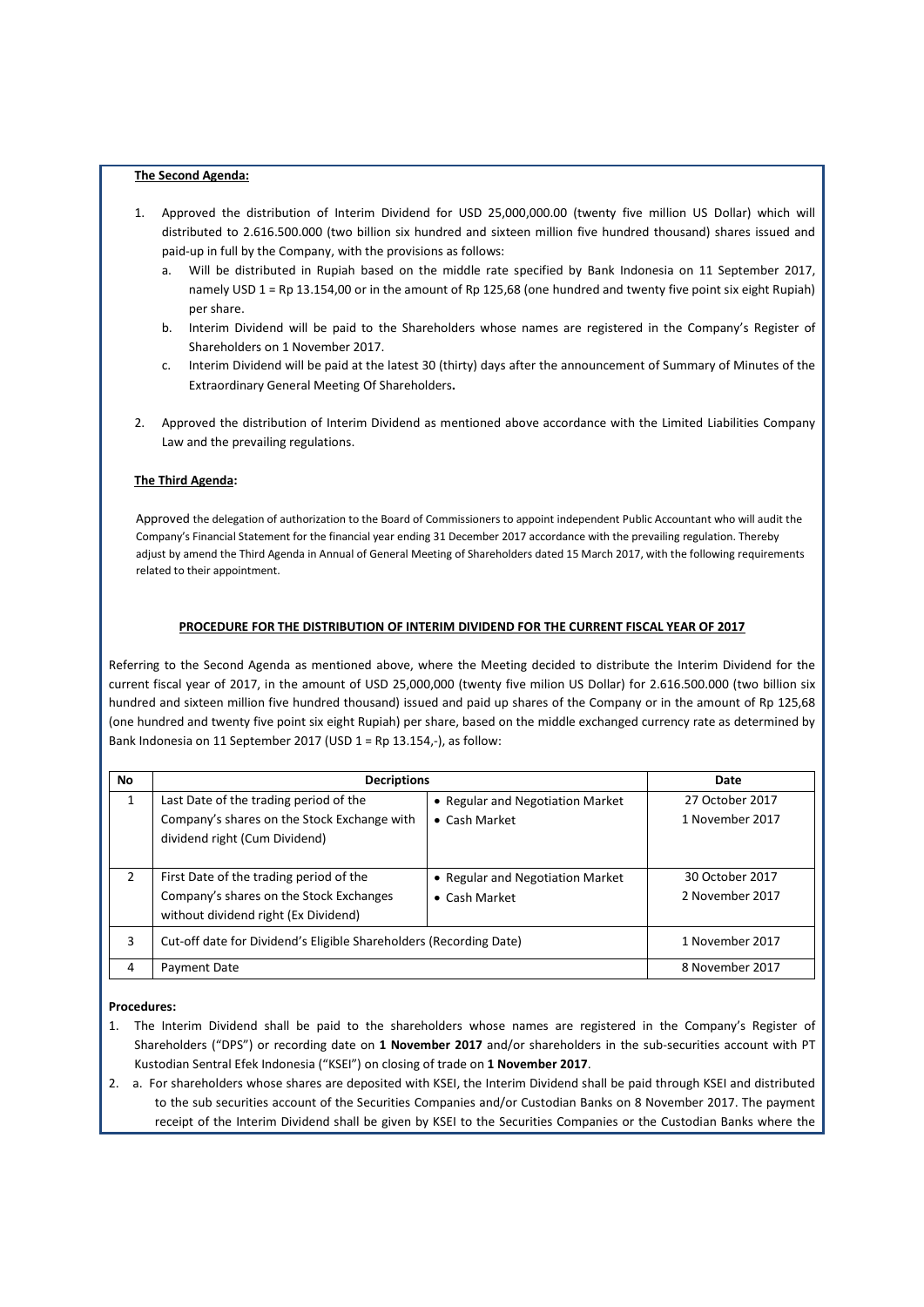**The Second Agenda:**

1. Approved the distribution of Interim Dividend for USD 25,000,000.00 (twenty five million US Dollar) which will distributed to 2.616.500.000 (two billion six hundred and sixteen million five hundred thousand) shares issued and paid-up in full by the Company, with the provisions as follows:
   a. Will be distributed in Rupiah based on the middle rate specified by Bank Indonesia on 11 September 2017, namely USD 1 = Rp 13.154,00 or in the amount of Rp 125,68 (one hundred and twenty five point six eight Rupiah) per share.
   b. Interim Dividend will be paid to the Shareholders whose names are registered in the Company's Register of Shareholders on 1 November 2017.
   c. Interim Dividend will be paid at the latest 30 (thirty) days after the announcement of Summary of Minutes of the Extraordinary General Meeting Of Shareholders**.**

2. Approved the distribution of Interim Dividend as mentioned above accordance with the Limited Liabilities Company Law and the prevailing regulations.

**The Third Agenda:**

Approved the delegation of authorization to the Board of Commissioners to appoint independent Public Accountant who will audit the Company's Financial Statement for the financial year ending 31 December 2017 accordance with the prevailing regulation. Thereby adjust by amend the Third Agenda in Annual of General Meeting of Shareholders dated 15 March 2017, with the following requirements related to their appointment.

**PROCEDURE FOR THE DISTRIBUTION OF INTERIM DIVIDEND FOR THE CURRENT FISCAL YEAR OF 2017**

Referring to the Second Agenda as mentioned above, where the Meeting decided to distribute the Interim Dividend for the current fiscal year of 2017, in the amount of USD 25,000,000 (twenty five milion US Dollar) for 2.616.500.000 (two billion six hundred and sixteen million five hundred thousand) issued and paid up shares of the Company or in the amount of Rp 125,68 (one hundred and twenty five point six eight Rupiah) per share, based on the middle exchanged currency rate as determined by Bank Indonesia on 11 September 2017 (USD 1 = Rp 13.154,-), as follow:

| No | Decriptions | | Date |
|---|---|---|---|
| 1 | Last Date of the trading period of the Company's shares on the Stock Exchange with dividend right (Cum Dividend) | • Regular and Negotiation Market<br>• Cash Market | 27 October 2017<br>1 November 2017 |
| 2 | First Date of the trading period of the Company's shares on the Stock Exchanges without dividend right (Ex Dividend) | • Regular and Negotiation Market<br>• Cash Market | 30 October 2017<br>2 November 2017 |
| 3 | Cut-off date for Dividend's Eligible Shareholders (Recording Date) | | 1 November 2017 |
| 4 | Payment Date | | 8 November 2017 |

**Procedures:**

1. The Interim Dividend shall be paid to the shareholders whose names are registered in the Company's Register of Shareholders ("DPS") or recording date on **1 November 2017** and/or shareholders in the sub-securities account with PT Kustodian Sentral Efek Indonesia ("KSEI") on closing of trade on **1 November 2017**.
2. a. For shareholders whose shares are deposited with KSEI, the Interim Dividend shall be paid through KSEI and distributed to the sub securities account of the Securities Companies and/or Custodian Banks on 8 November 2017. The payment receipt of the Interim Dividend shall be given by KSEI to the Securities Companies or the Custodian Banks where the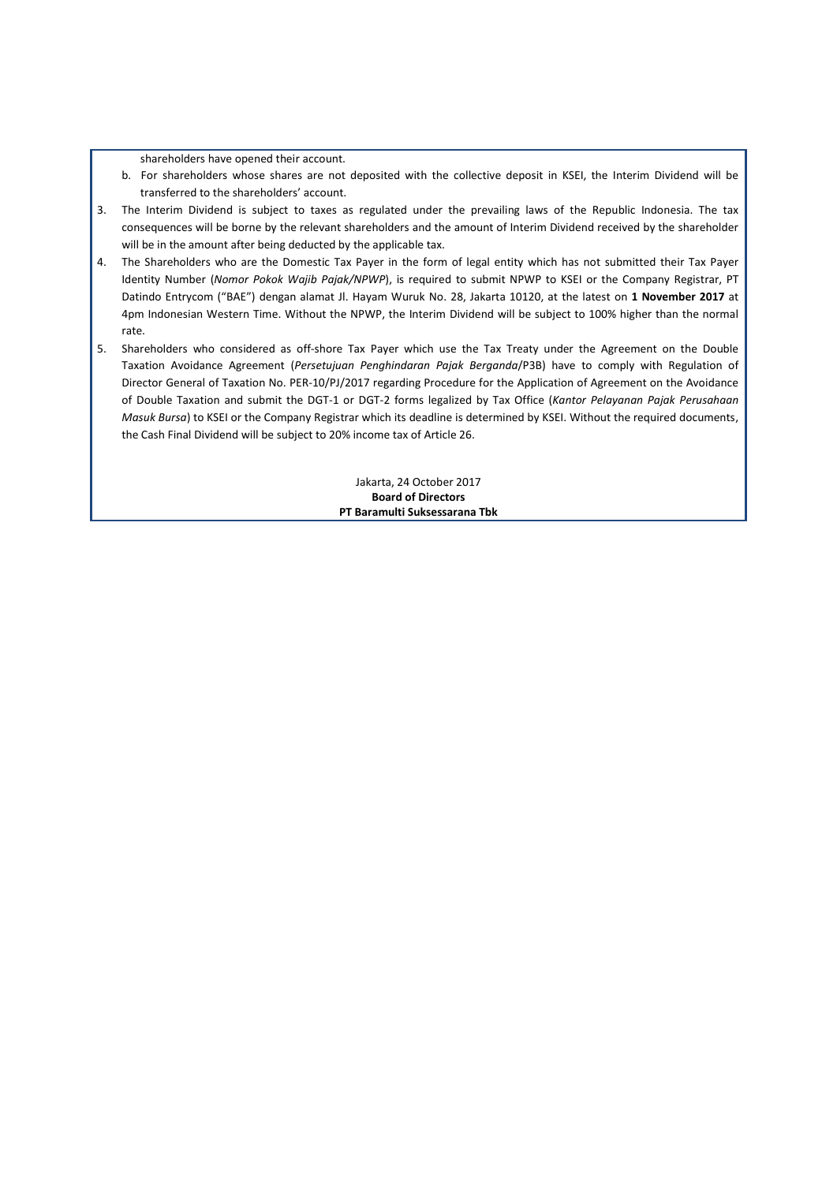shareholders have opened their account.

   b. For shareholders whose shares are not deposited with the collective deposit in KSEI, the Interim Dividend will be transferred to the shareholders' account.

3. The Interim Dividend is subject to taxes as regulated under the prevailing laws of the Republic Indonesia. The tax consequences will be borne by the relevant shareholders and the amount of Interim Dividend received by the shareholder will be in the amount after being deducted by the applicable tax.
4. The Shareholders who are the Domestic Tax Payer in the form of legal entity which has not submitted their Tax Payer Identity Number (*Nomor Pokok Wajib Pajak/NPWP*), is required to submit NPWP to KSEI or the Company Registrar, PT Datindo Entrycom ("BAE") dengan alamat Jl. Hayam Wuruk No. 28, Jakarta 10120, at the latest on **1 November 2017** at 4pm Indonesian Western Time. Without the NPWP, the Interim Dividend will be subject to 100% higher than the normal rate.
5. Shareholders who considered as off-shore Tax Payer which use the Tax Treaty under the Agreement on the Double Taxation Avoidance Agreement (*Persetujuan Penghindaran Pajak Berganda*/P3B) have to comply with Regulation of Director General of Taxation No. PER-10/PJ/2017 regarding Procedure for the Application of Agreement on the Avoidance of Double Taxation and submit the DGT-1 or DGT-2 forms legalized by Tax Office (*Kantor Pelayanan Pajak Perusahaan Masuk Bursa*) to KSEI or the Company Registrar which its deadline is determined by KSEI. Without the required documents, the Cash Final Dividend will be subject to 20% income tax of Article 26.

Jakarta, 24 October 2017

**Board of Directors**

**PT Baramulti Suksessarana Tbk**